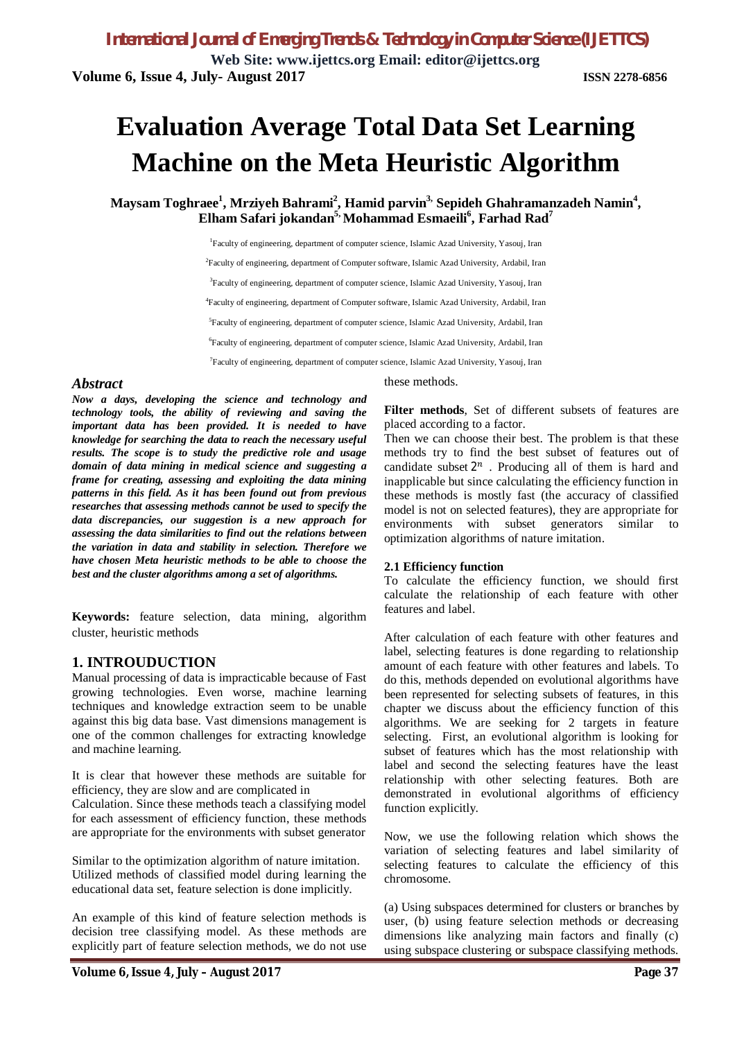# Evaluation Average Total Data Set Learning Machine on the Meta Heuristic Algorithm

**Maysam Toghraee[1], Mrziyeh Bahrami[2], Hamid parvin[3], Sepideh Ghahramanzadeh Namin[4], Elham Safari jokandan[5], Mohammad Esmaeili[6], Farhad Rad[7]**

[1]Faculty of engineering, department of computer science, Islamic Azad University, Yasouj, Iran

[2]Faculty of engineering, department of Computer software, Islamic Azad University, Ardabil, Iran

[3]Faculty of engineering, department of computer science, Islamic Azad University, Yasouj, Iran

[4]Faculty of engineering, department of Computer software, Islamic Azad University, Ardabil, Iran

[5]Faculty of engineering, department of computer science, Islamic Azad University, Ardabil, Iran

[6]Faculty of engineering, department of computer science, Islamic Azad University, Ardabil, Iran

[7]Faculty of engineering, department of computer science, Islamic Azad University, Yasouj, Iran

## *Abstract*

***Now a days, developing the science and technology and technology tools, the ability of reviewing and saving the important data has been provided. It is needed to have knowledge for searching the data to reach the necessary useful results. The scope is to study the predictive role and usage domain of data mining in medical science and suggesting a frame for creating, assessing and exploiting the data mining patterns in this field. As it has been found out from previous researches that assessing methods cannot be used to specify the data discrepancies, our suggestion is a new approach for assessing the data similarities to find out the relations between the variation in data and stability in selection. Therefore we have chosen Meta heuristic methods to be able to choose the best and the cluster algorithms among a set of algorithms.***

**Keywords:** feature selection, data mining, algorithm cluster, heuristic methods

## 1. INTROUDUCTION

Manual processing of data is impracticable because of Fast growing technologies. Even worse, machine learning techniques and knowledge extraction seem to be unable against this big data base. Vast dimensions management is one of the common challenges for extracting knowledge and machine learning.

It is clear that however these methods are suitable for efficiency, they are slow and are complicated in Calculation. Since these methods teach a classifying model for each assessment of efficiency function, these methods are appropriate for the environments with subset generator

Similar to the optimization algorithm of nature imitation. Utilized methods of classified model during learning the educational data set, feature selection is done implicitly.

An example of this kind of feature selection methods is decision tree classifying model. As these methods are explicitly part of feature selection methods, we do not use these methods.

**Filter methods**, Set of different subsets of features are placed according to a factor.
Then we can choose their best. The problem is that these methods try to find the best subset of features out of candidate subset $2^n$ . Producing all of them is hard and inapplicable but since calculating the efficiency function in these methods is mostly fast (the accuracy of classified model is not on selected features), they are appropriate for environments with subset generators similar to optimization algorithms of nature imitation.

### 2.1 Efficiency function

To calculate the efficiency function, we should first calculate the relationship of each feature with other features and label.

After calculation of each feature with other features and label, selecting features is done regarding to relationship amount of each feature with other features and labels. To do this, methods depended on evolutional algorithms have been represented for selecting subsets of features, in this chapter we discuss about the efficiency function of this algorithms. We are seeking for 2 targets in feature selecting. First, an evolutional algorithm is looking for subset of features which has the most relationship with label and second the selecting features have the least relationship with other selecting features. Both are demonstrated in evolutional algorithms of efficiency function explicitly.

Now, we use the following relation which shows the variation of selecting features and label similarity of selecting features to calculate the efficiency of this chromosome.

(a) Using subspaces determined for clusters or branches by user, (b) using feature selection methods or decreasing dimensions like analyzing main factors and finally (c) using subspace clustering or subspace classifying methods.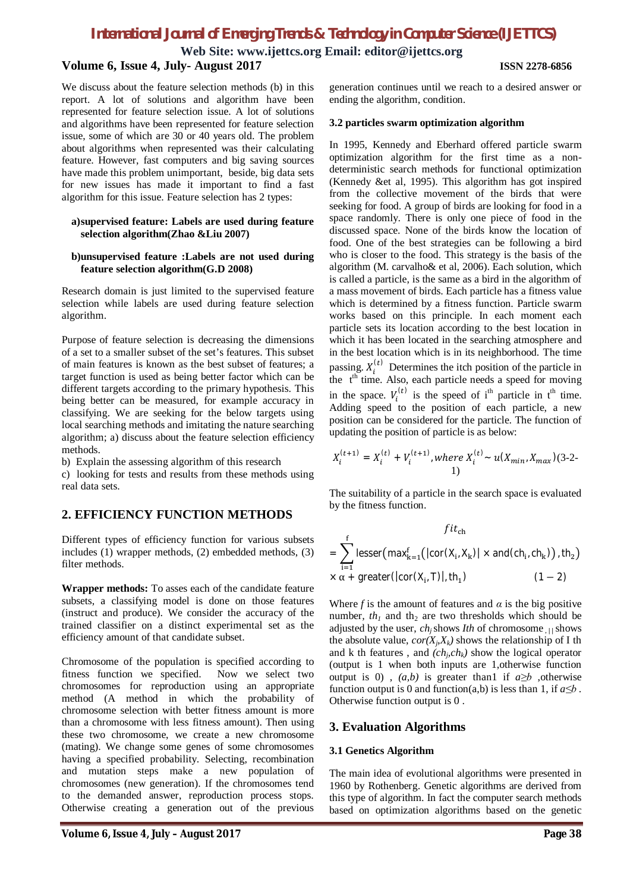We discuss about the feature selection methods (b) in this report. A lot of solutions and algorithm have been represented for feature selection issue. A lot of solutions and algorithms have been represented for feature selection issue, some of which are 30 or 40 years old. The problem about algorithms when represented was their calculating feature. However, fast computers and big saving sources have made this problem unimportant, beside, big data sets for new issues has made it important to find a fast algorithm for this issue. Feature selection has 2 types:

**a)supervised feature: Labels are used during feature selection algorithm(Zhao &Liu 2007)**

**b)unsupervised feature :Labels are not used during feature selection algorithm(G.D 2008)**

Research domain is just limited to the supervised feature selection while labels are used during feature selection algorithm.

Purpose of feature selection is decreasing the dimensions of a set to a smaller subset of the set's features. This subset of main features is known as the best subset of features; a target function is used as being better factor which can be different targets according to the primary hypothesis. This being better can be measured, for example accuracy in classifying. We are seeking for the below targets using local searching methods and imitating the nature searching algorithm; a) discuss about the feature selection efficiency methods.

b) Explain the assessing algorithm of this research

c) looking for tests and results from these methods using real data sets.

## 2. EFFICIENCY FUNCTION METHODS

Different types of efficiency function for various subsets includes (1) wrapper methods, (2) embedded methods, (3) filter methods.

**Wrapper methods:** To asses each of the candidate feature subsets, a classifying model is done on those features (instruct and produce). We consider the accuracy of the trained classifier on a distinct experimental set as the efficiency amount of that candidate subset.

Chromosome of the population is specified according to fitness function we specified. Now we select two chromosomes for reproduction using an appropriate method (A method in which the probability of chromosome selection with better fitness amount is more than a chromosome with less fitness amount). Then using these two chromosome, we create a new chromosome (mating). We change some genes of some chromosomes having a specified probability. Selecting, recombination and mutation steps make a new population of chromosomes (new generation). If the chromosomes tend to the demanded answer, reproduction process stops. Otherwise creating a generation out of the previous generation continues until we reach to a desired answer or ending the algorithm, condition.

The suitability of a particle in the search space is evaluated by the fitness function.

$$fit_{\mathrm{ch}} = \sum_{i=1}^{f} \mathrm{lesser}\left(\max_{k=1}^{f}\left(|\mathrm{cor}(X_i,X_k)| \times \mathrm{and}(ch_i,ch_k)\right), th_2\right) \times \alpha + \mathrm{greater}\left(|\mathrm{cor}(X_i,T)|, th_1\right) \qquad (1-2)$$

Where $f$ is the amount of features and $\alpha$ is the big positive number, $th_1$ and $th_2$ are two thresholds which should be adjusted by the user, $ch_j$ shows *Ith* of chromosome $_{, ||}$ shows the absolute value, $cor(X_j,X_k)$ shows the relationship of I th and k th features , and $(ch_j,ch_k)$ show the logical operator (output is 1 when both inputs are 1,otherwise function output is 0) , $(a,b)$ is greater than1 if $a\geq b$ ,otherwise function output is 0 and function(a,b) is less than 1, if $a\leq b$ . Otherwise function output is 0 .

## 3. Evaluation Algorithms

### 3.1 Genetics Algorithm

The main idea of evolutional algorithms were presented in 1960 by Rothenberg. Genetic algorithms are derived from this type of algorithm. In fact the computer search methods based on optimization algorithms based on the genetic

### 3.2 particles swarm optimization algorithm

In 1995, Kennedy and Eberhard offered particle swarm optimization algorithm for the first time as a non-deterministic search methods for functional optimization (Kennedy &et al, 1995). This algorithm has got inspired from the collective movement of the birds that were seeking for food. A group of birds are looking for food in a space randomly. There is only one piece of food in the discussed space. None of the birds know the location of food. One of the best strategies can be following a bird who is closer to the food. This strategy is the basis of the algorithm (M. carvalho& et al, 2006). Each solution, which is called a particle, is the same as a bird in the algorithm of a mass movement of birds. Each particle has a fitness value which is determined by a fitness function. Particle swarm works based on this principle. In each moment each particle sets its location according to the best location in which it has been located in the searching atmosphere and in the best location which is in its neighborhood. The time passing. $X_i^{(t)}$ Determines the itch position of the particle in the t[th] time. Also, each particle needs a speed for moving in the space. $V_i^{(t)}$ is the speed of i[th] particle in t[th] time. Adding speed to the position of each particle, a new position can be considered for the particle. The function of updating the position of particle is as below:

$$X_i^{(t+1)} = X_i^{(t)} + V_i^{(t+1)}, where\ X_i^{(t)} \sim u(X_{min}, X_{max}) \qquad (3\text{-}2\text{-}1)$$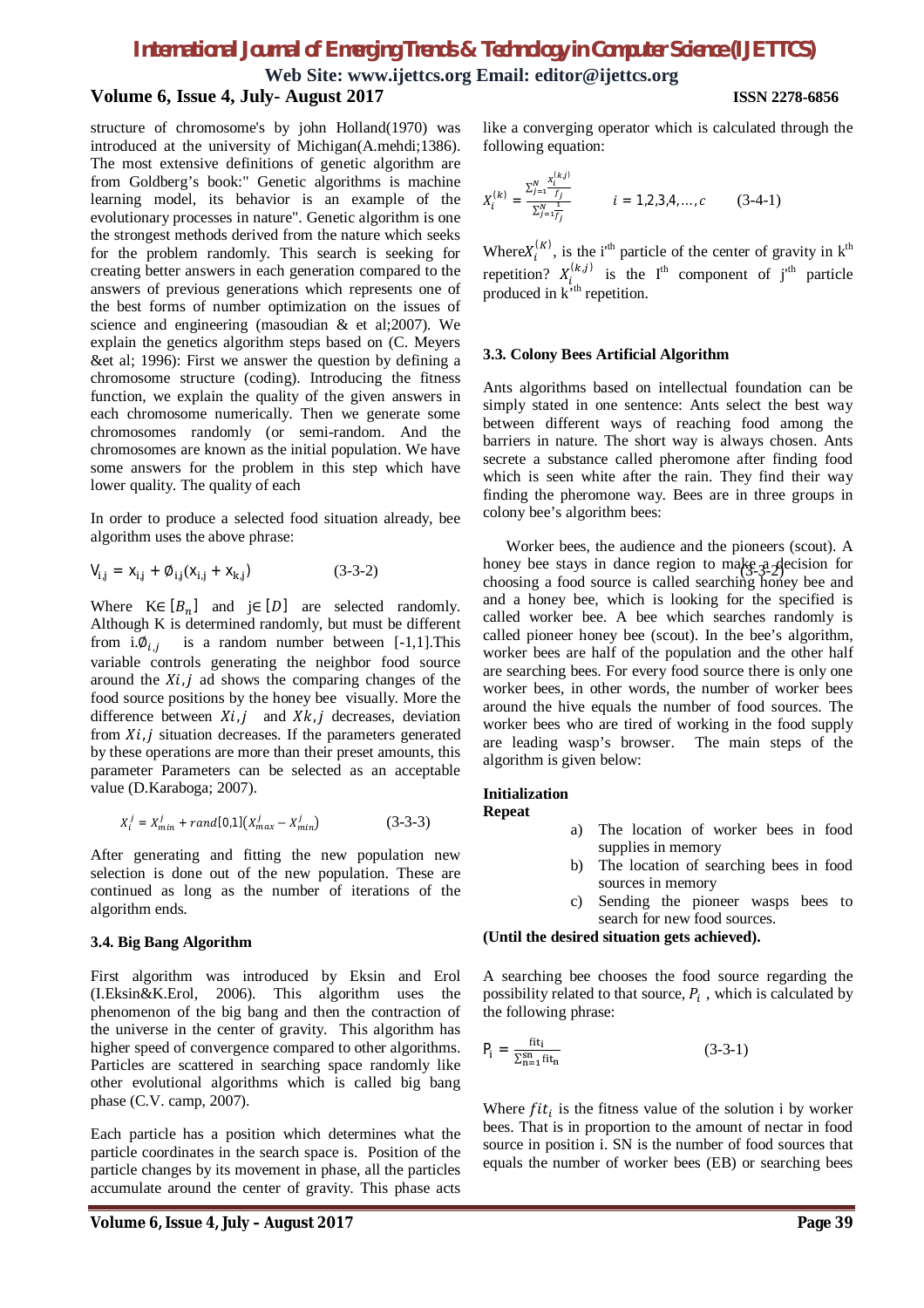structure of chromosome's by john Holland(1970) was introduced at the university of Michigan(A.mehdi;1386). The most extensive definitions of genetic algorithm are from Goldberg's book:" Genetic algorithms is machine learning model, its behavior is an example of the evolutionary processes in nature". Genetic algorithm is one the strongest methods derived from the nature which seeks for the problem randomly. This search is seeking for creating better answers in each generation compared to the answers of previous generations which represents one of the best forms of number optimization on the issues of science and engineering (masoudian & et al;2007). We explain the genetics algorithm steps based on (C. Meyers &et al; 1996): First we answer the question by defining a chromosome structure (coding). Introducing the fitness function, we explain the quality of the given answers in each chromosome numerically. Then we generate some chromosomes randomly (or semi-random. And the chromosomes are known as the initial population. We have some answers for the problem in this step which have lower quality. The quality of each

In order to produce a selected food situation already, bee algorithm uses the above phrase:

$$V_{i,j} = x_{i,j} + \emptyset_{i,j}(x_{i,j} + x_{k,j}) \qquad (3\text{-}3\text{-}2)$$

Where $K \in [B_n]$ and $j \in [D]$ are selected randomly. Although K is determined randomly, but must be different from i.$\emptyset_{i,j}$ is a random number between [-1,1].This variable controls generating the neighbor food source around the $Xi,j$ ad shows the comparing changes of the food source positions by the honey bee visually. More the difference between $Xi,j$ and $Xk,j$ decreases, deviation from $Xi,j$ situation decreases. If the parameters generated by these operations are more than their preset amounts, this parameter Parameters can be selected as an acceptable value (D.Karaboga; 2007).

$$X_i^j = X_{min}^j + rand[0,1](X_{max}^j - X_{min}^j) \qquad (3\text{-}3\text{-}3)$$

After generating and fitting the new population new selection is done out of the new population. These are continued as long as the number of iterations of the algorithm ends.

### 3.4. Big Bang Algorithm

First algorithm was introduced by Eksin and Erol (I.Eksin&K.Erol, 2006). This algorithm uses the phenomenon of the big bang and then the contraction of the universe in the center of gravity. This algorithm has higher speed of convergence compared to other algorithms. Particles are scattered in searching space randomly like other evolutionary algorithms which is called big bang phase (C.V. camp, 2007).

Each particle has a position which determines what the particle coordinates in the search space is. Position of the particle changes by its movement in phase, all the particles accumulate around the center of gravity. This phase acts like a converging operator which is calculated through the following equation:

$$X_i^{(k)} = \frac{\sum_{j=1}^{N} \frac{x_i^{(k,j)}}{f_j}}{\sum_{j=1}^{N} \frac{1}{f_j}} \qquad i = 1,2,3,4,\ldots,c \qquad (3\text{-}4\text{-}1)$$

Where $X_i^{(K)}$, is the i'th particle of the center of gravity in k'th repetition? $X_i^{(k,j)}$ is the I'th component of j'th particle produced in k'th repetition.

### 3.3. Colony Bees Artificial Algorithm

Ants algorithms based on intellectual foundation can be simply stated in one sentence: Ants select the best way between different ways of reaching food among the barriers in nature. The short way is always chosen. Ants secrete a substance called pheromone after finding food which is seen white after the rain. They find their way finding the pheromone way. Bees are in three groups in colony bee's algorithm bees:

Worker bees, the audience and the pioneers (scout). A honey bee stays in dance region to make a decision for choosing a food source is called searching honey bee and and a honey bee, which is looking for the specified is called worker bee. A bee which searches randomly is called pioneer honey bee (scout). In the bee's algorithm, worker bees are half of the population and the other half are searching bees. For every food source there is only one worker bees, in other words, the number of worker bees around the hive equals the number of food sources. The worker bees who are tired of working in the food supply are leading wasp's browser. The main steps of the algorithm is given below:

**Initialization**
**Repeat**

a) The location of worker bees in food supplies in memory
b) The location of searching bees in food sources in memory
c) Sending the pioneer wasps bees to search for new food sources.

**(Until the desired situation gets achieved).**

A searching bee chooses the food source regarding the possibility related to that source, $P_i$ , which is calculated by the following phrase:

$$P_i = \frac{fit_i}{\sum_{n=1}^{sn} fit_n} \qquad (3\text{-}3\text{-}1)$$

Where $fit_i$ is the fitness value of the solution i by worker bees. That is in proportion to the amount of nectar in food source in position i. SN is the number of food sources that equals the number of worker bees (EB) or searching bees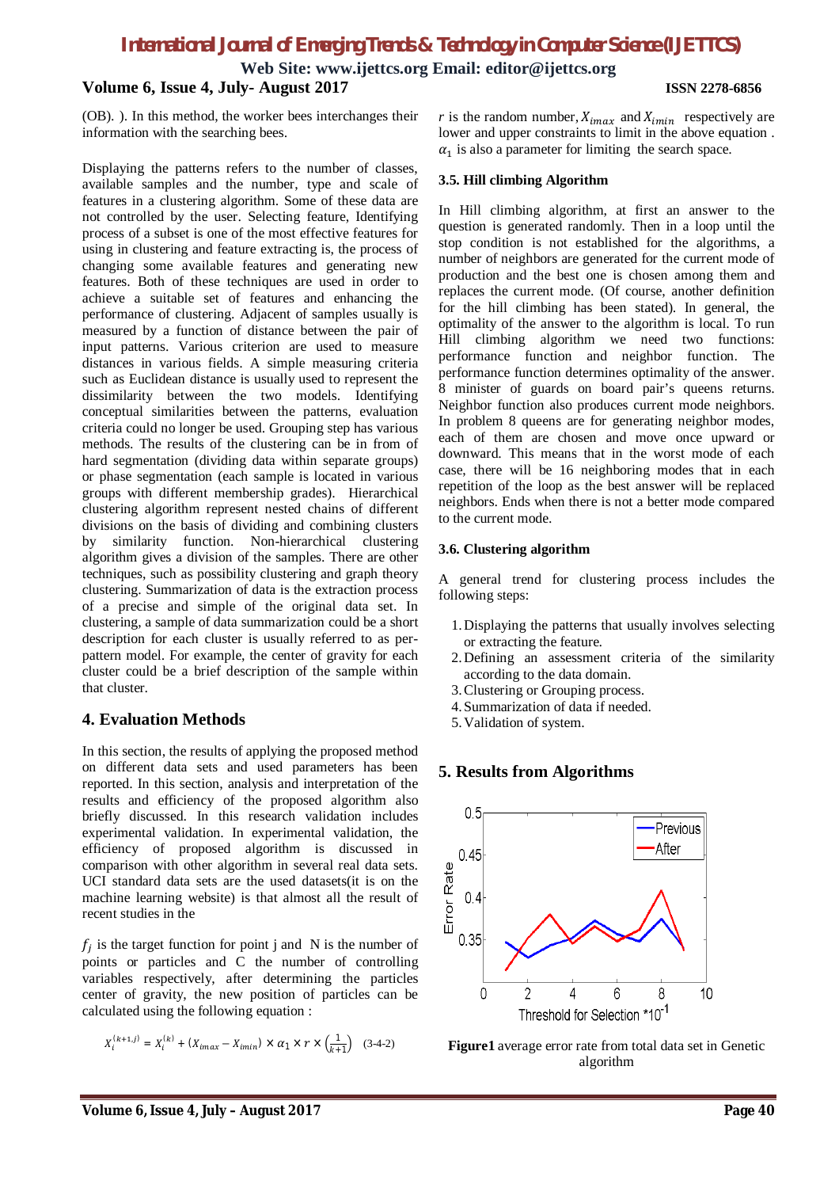(OB). ). In this method, the worker bees interchanges their information with the searching bees.

Displaying the patterns refers to the number of classes, available samples and the number, type and scale of features in a clustering algorithm. Some of these data are not controlled by the user. Selecting feature, Identifying process of a subset is one of the most effective features for using in clustering and feature extracting is, the process of changing some available features and generating new features. Both of these techniques are used in order to achieve a suitable set of features and enhancing the performance of clustering. Adjacent of samples usually is measured by a function of distance between the pair of input patterns. Various criterion are used to measure distances in various fields. A simple measuring criteria such as Euclidean distance is usually used to represent the dissimilarity between the two models. Identifying conceptual similarities between the patterns, evaluation criteria could no longer be used. Grouping step has various methods. The results of the clustering can be in from of hard segmentation (dividing data within separate groups) or phase segmentation (each sample is located in various groups with different membership grades). Hierarchical clustering algorithm represent nested chains of different divisions on the basis of dividing and combining clusters by similarity function. Non-hierarchical clustering algorithm gives a division of the samples. There are other techniques, such as possibility clustering and graph theory clustering. Summarization of data is the extraction process of a precise and simple of the original data set. In clustering, a sample of data summarization could be a short description for each cluster is usually referred to as per-pattern model. For example, the center of gravity for each cluster could be a brief description of the sample within that cluster.

## 4. Evaluation Methods

In this section, the results of applying the proposed method on different data sets and used parameters has been reported. In this section, analysis and interpretation of the results and efficiency of the proposed algorithm also briefly discussed. In this research validation includes experimental validation. In experimental validation, the efficiency of proposed algorithm is discussed in comparison with other algorithm in several real data sets. UCI standard data sets are the used datasets(it is on the machine learning website) is that almost all the result of recent studies in the

$f_j$ is the target function for point j and N is the number of points or particles and C the number of controlling variables respectively, after determining the particles center of gravity, the new position of particles can be calculated using the following equation :

$$X_i^{(k+1,j)} = X_i^{(k)} + (X_{imax} - X_{imin}) \times \alpha_1 \times r \times \left(\frac{1}{k+1}\right) \quad (3\text{-}4\text{-}2)$$

$r$ is the random number, $X_{imax}$ and $X_{imin}$ respectively are lower and upper constraints to limit in the above equation . $\alpha_1$ is also a parameter for limiting the search space.

### 3.5. Hill climbing Algorithm

In Hill climbing algorithm, at first an answer to the question is generated randomly. Then in a loop until the stop condition is not established for the algorithms, a number of neighbors are generated for the current mode of production and the best one is chosen among them and replaces the current mode. (Of course, another definition for the hill climbing has been stated). In general, the optimality of the answer to the algorithm is local. To run Hill climbing algorithm we need two functions: performance function and neighbor function. The performance function determines optimality of the answer. 8 minister of guards on board pair's queens returns. Neighbor function also produces current mode neighbors. In problem 8 queens are for generating neighbor modes, each of them are chosen and move once upward or downward. This means that in the worst mode of each case, there will be 16 neighboring modes that in each repetition of the loop as the best answer will be replaced neighbors. Ends when there is not a better mode compared to the current mode.

### 3.6. Clustering algorithm

A general trend for clustering process includes the following steps:

1. Displaying the patterns that usually involves selecting or extracting the feature.
2. Defining an assessment criteria of the similarity according to the data domain.
3. Clustering or Grouping process.
4. Summarization of data if needed.
5. Validation of system.

## 5. Results from Algorithms

**Figure1** average error rate from total data set in Genetic algorithm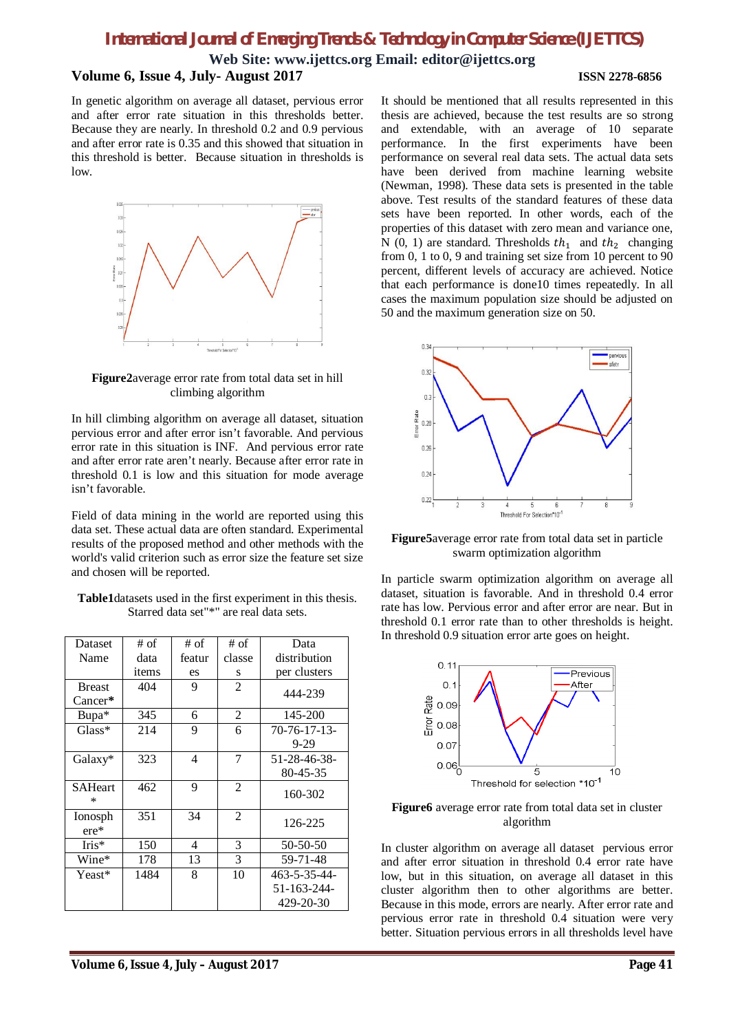In genetic algorithm on average all dataset, pervious error and after error rate situation in this thresholds better. Because they are nearly. In threshold 0.2 and 0.9 pervious and after error rate is 0.35 and this showed that situation in this threshold is better. Because situation in thresholds is low.

**Figure2**average error rate from total data set in hill climbing algorithm

In hill climbing algorithm on average all dataset, situation pervious error and after error isn't favorable. And pervious error rate in this situation is INF. And pervious error rate and after error rate aren't nearly. Because after error rate in threshold 0.1 is low and this situation for mode average isn't favorable.

Field of data mining in the world are reported using this data set. These actual data are often standard. Experimental results of the proposed method and other methods with the world's valid criterion such as error size the feature set size and chosen will be reported.

**Table1**datasets used in the first experiment in this thesis. Starred data set"*" are real data sets.

| Dataset Name | # of data items | # of features | # of classes | Data distribution per clusters |
|---|---|---|---|---|
| Breast Cancer* | 404 | 9 | 2 | 444-239 |
| Bupa* | 345 | 6 | 2 | 145-200 |
| Glass* | 214 | 9 | 6 | 70-76-17-13-9-29 |
| Galaxy* | 323 | 4 | 7 | 51-28-46-38-80-45-35 |
| SAHeart* | 462 | 9 | 2 | 160-302 |
| Ionosphere* | 351 | 34 | 2 | 126-225 |
| Iris* | 150 | 4 | 3 | 50-50-50 |
| Wine* | 178 | 13 | 3 | 59-71-48 |
| Yeast* | 1484 | 8 | 10 | 463-5-35-44-51-163-244-429-20-30 |

It should be mentioned that all results represented in this thesis are achieved, because the test results are so strong and extendable, with an average of 10 separate performance. In the first experiments have been performance on several real data sets. The actual data sets have been derived from machine learning website (Newman, 1998). These data sets is presented in the table above. Test results of the standard features of these data sets have been reported. In other words, each of the properties of this dataset with zero mean and variance one, N (0, 1) are standard. Thresholds $th_1$ and $th_2$ changing from 0, 1 to 0, 9 and training set size from 10 percent to 90 percent, different levels of accuracy are achieved. Notice that each performance is done10 times repeatedly. In all cases the maximum population size should be adjusted on 50 and the maximum generation size on 50.

**Figure5**average error rate from total data set in particle swarm optimization algorithm

In particle swarm optimization algorithm on average all dataset, situation is favorable. And in threshold 0.4 error rate has low. Pervious error and after error are near. But in threshold 0.1 error rate than to other thresholds is height. In threshold 0.9 situation error arte goes on height.

**Figure6** average error rate from total data set in cluster algorithm

In cluster algorithm on average all dataset pervious error and after error situation in threshold 0.4 error rate have low, but in this situation, on average all dataset in this cluster algorithm then to other algorithms are better. Because in this mode, errors are nearly. After error rate and pervious error rate in threshold 0.4 situation were very better. Situation pervious errors in all thresholds level have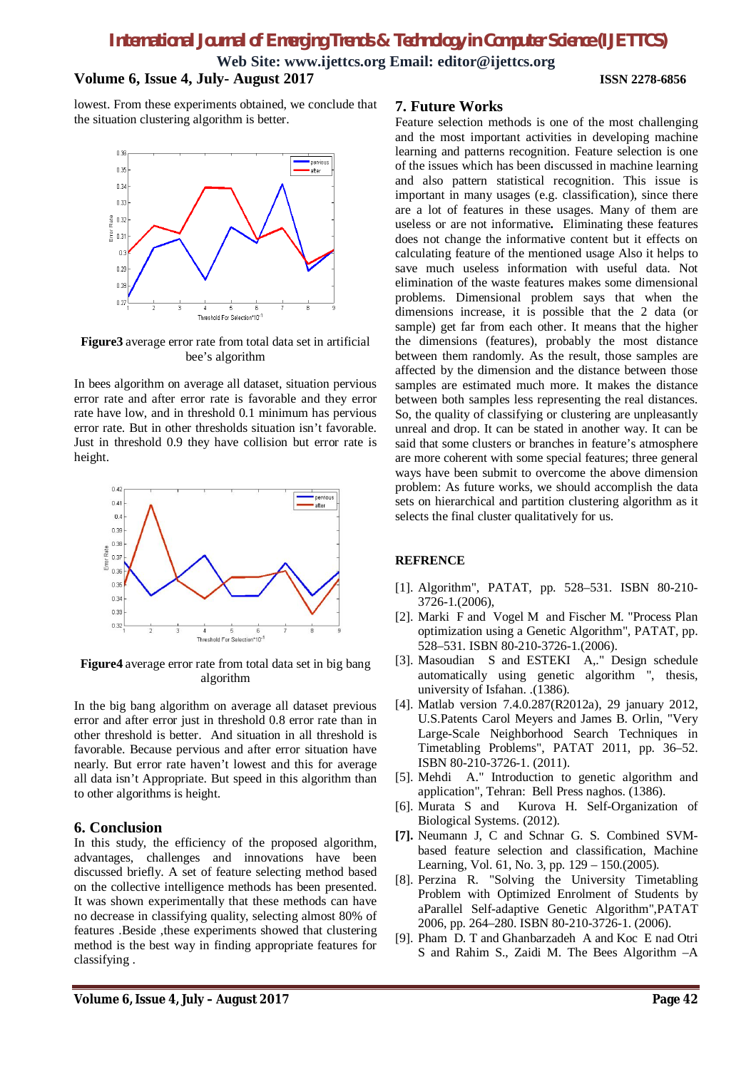lowest. From these experiments obtained, we conclude that the situation clustering algorithm is better.

**Figure3** average error rate from total data set in artificial bee's algorithm

In bees algorithm on average all dataset, situation pervious error rate and after error rate is favorable and they error rate have low, and in threshold 0.1 minimum has pervious error rate. But in other thresholds situation isn't favorable. Just in threshold 0.9 they have collision but error rate is height.

**Figure4** average error rate from total data set in big bang algorithm

In the big bang algorithm on average all dataset previous error and after error just in threshold 0.8 error rate than in other threshold is better. And situation in all threshold is favorable. Because pervious and after error situation have nearly. But error rate haven't lowest and this for average all data isn't Appropriate. But speed in this algorithm than to other algorithms is height.

## 6. Conclusion

In this study, the efficiency of the proposed algorithm, advantages, challenges and innovations have been discussed briefly. A set of feature selecting method based on the collective intelligence methods has been presented. It was shown experimentally that these methods can have no decrease in classifying quality, selecting almost 80% of features .Beside ,these experiments showed that clustering method is the best way in finding appropriate features for classifying .

## 7. Future Works

Feature selection methods is one of the most challenging and the most important activities in developing machine learning and patterns recognition. Feature selection is one of the issues which has been discussed in machine learning and also pattern statistical recognition. This issue is important in many usages (e.g. classification), since there are a lot of features in these usages. Many of them are useless or are not informative**.** Eliminating these features does not change the informative content but it effects on calculating feature of the mentioned usage Also it helps to save much useless information with useful data. Not elimination of the waste features makes some dimensional problems. Dimensional problem says that when the dimensions increase, it is possible that the 2 data (or sample) get far from each other. It means that the higher the dimensions (features), probably the most distance between them randomly. As the result, those samples are affected by the dimension and the distance between those samples are estimated much more. It makes the distance between both samples less representing the real distances. So, the quality of classifying or clustering are unpleasantly unreal and drop. It can be stated in another way. It can be said that some clusters or branches in feature's atmosphere are more coherent with some special features; three general ways have been submit to overcome the above dimension problem: As future works, we should accomplish the data sets on hierarchical and partition clustering algorithm as it selects the final cluster qualitatively for us.

## REFRENCE

[1]. Algorithm", PATAT, pp. 528–531. ISBN 80-210-3726-1.(2006),

[2]. Marki F and Vogel M and Fischer M. "Process Plan optimization using a Genetic Algorithm", PATAT, pp. 528–531. ISBN 80-210-3726-1.(2006).

[3]. Masoudian S and ESTEKI A,." Design schedule automatically using genetic algorithm ", thesis, university of Isfahan. .(1386).

[4]. Matlab version 7.4.0.287(R2012a), 29 january 2012, U.S.Patents Carol Meyers and James B. Orlin, "Very Large-Scale Neighborhood Search Techniques in Timetabling Problems", PATAT 2011, pp. 36–52. ISBN 80-210-3726-1. (2011).

[5]. Mehdi A." Introduction to genetic algorithm and application", Tehran: Bell Press naghos. (1386).

[6]. Murata S and Kurova H. Self-Organization of Biological Systems. (2012).

**[7].** Neumann J, C and Schnar G. S. Combined SVM-based feature selection and classification, Machine Learning, Vol. 61, No. 3, pp. 129 – 150.(2005).

[8]. Perzina R. "Solving the University Timetabling Problem with Optimized Enrolment of Students by aParallel Self-adaptive Genetic Algorithm",PATAT 2006, pp. 264–280. ISBN 80-210-3726-1. (2006).

[9]. Pham D. T and Ghanbarzadeh A and Koc E nad Otri S and Rahim S., Zaidi M. The Bees Algorithm –A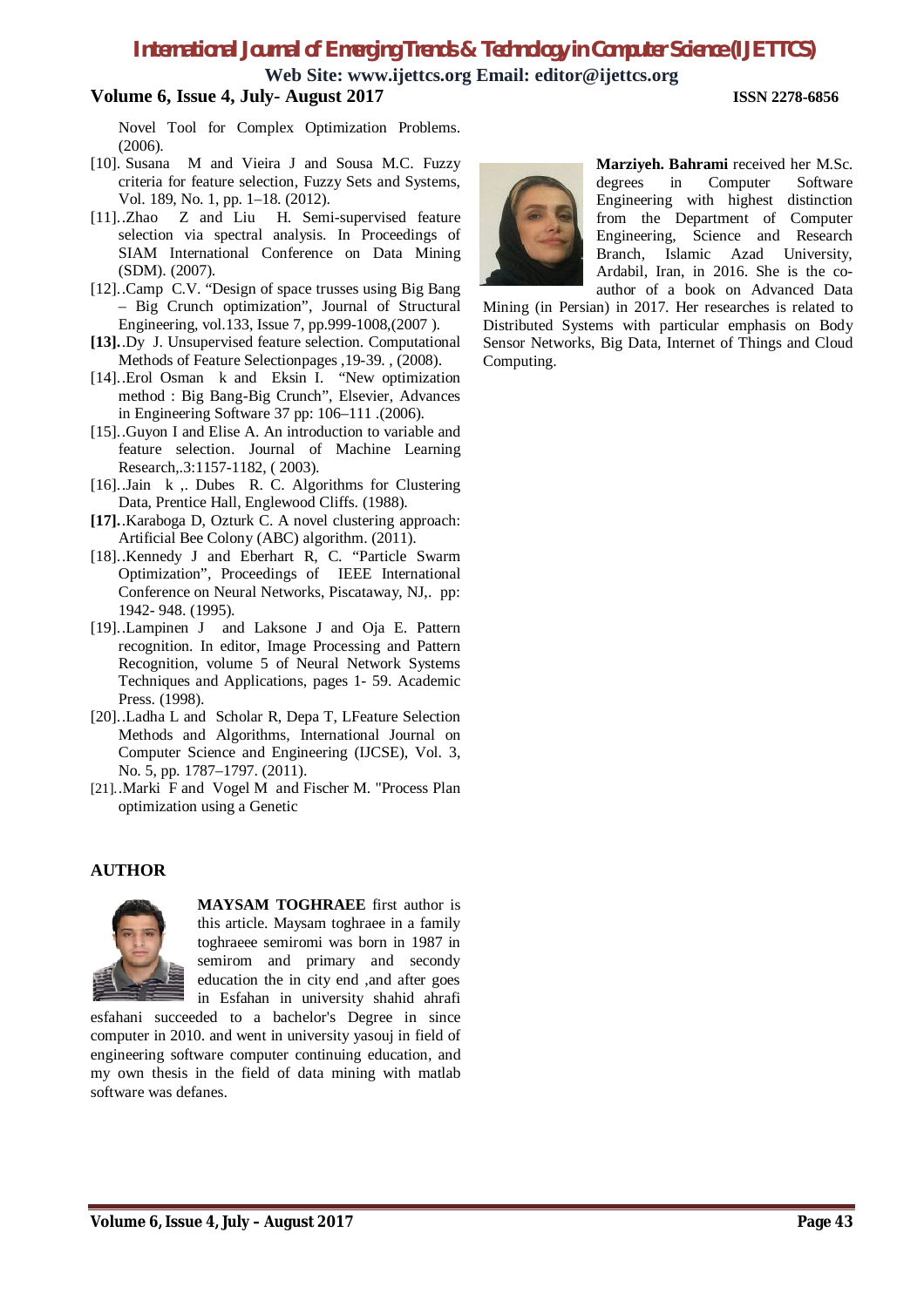Novel Tool for Complex Optimization Problems. (2006).

[10]. Susana M and Vieira J and Sousa M.C. Fuzzy criteria for feature selection, Fuzzy Sets and Systems, Vol. 189, No. 1, pp. 1–18. (2012).

[11]..Zhao Z and Liu H. Semi-supervised feature selection via spectral analysis. In Proceedings of SIAM International Conference on Data Mining (SDM). (2007).

[12]..Camp C.V. "Design of space trusses using Big Bang – Big Crunch optimization", Journal of Structural Engineering, vol.133, Issue 7, pp.999-1008,(2007 ).

**[13].**.Dy J. Unsupervised feature selection. Computational Methods of Feature Selectionpages ,19-39. , (2008).

[14]..Erol Osman k and Eksin I. "New optimization method : Big Bang-Big Crunch", Elsevier, Advances in Engineering Software 37 pp: 106–111 .(2006).

[15]..Guyon I and Elise A. An introduction to variable and feature selection. Journal of Machine Learning Research,.3:1157-1182, ( 2003).

[16]..Jain k ,. Dubes R. C. Algorithms for Clustering Data, Prentice Hall, Englewood Cliffs. (1988).

**[17].**.Karaboga D, Ozturk C. A novel clustering approach: Artificial Bee Colony (ABC) algorithm. (2011).

[18]..Kennedy J and Eberhart R, C. "Particle Swarm Optimization", Proceedings of IEEE International Conference on Neural Networks, Piscataway, NJ,. pp: 1942- 948. (1995).

[19]..Lampinen J and Laksone J and Oja E. Pattern recognition. In editor, Image Processing and Pattern Recognition, volume 5 of Neural Network Systems Techniques and Applications, pages 1- 59. Academic Press. (1998).

[20]..Ladha L and Scholar R, Depa T, LFeature Selection Methods and Algorithms, International Journal on Computer Science and Engineering (IJCSE), Vol. 3, No. 5, pp. 1787–1797. (2011).

[21]..Marki F and Vogel M and Fischer M. "Process Plan optimization using a Genetic

## AUTHOR

**MAYSAM TOGHRAEE** first author is this article. Maysam toghraee in a family toghraeee semiromi was born in 1987 in semirom and primary and secondy education the in city end ,and after goes in Esfahan in university shahid ahrafi esfahani succeeded to a bachelor's Degree in since computer in 2010. and went in university yasouj in field of engineering software computer continuing education, and my own thesis in the field of data mining with matlab software was defanes.

**Marziyeh. Bahrami** received her M.Sc. degrees in Computer Software Engineering with highest distinction from the Department of Computer Engineering, Science and Research Branch, Islamic Azad University, Ardabil, Iran, in 2016. She is the co-author of a book on Advanced Data Mining (in Persian) in 2017. Her researches is related to Distributed Systems with particular emphasis on Body Sensor Networks, Big Data, Internet of Things and Cloud Computing.